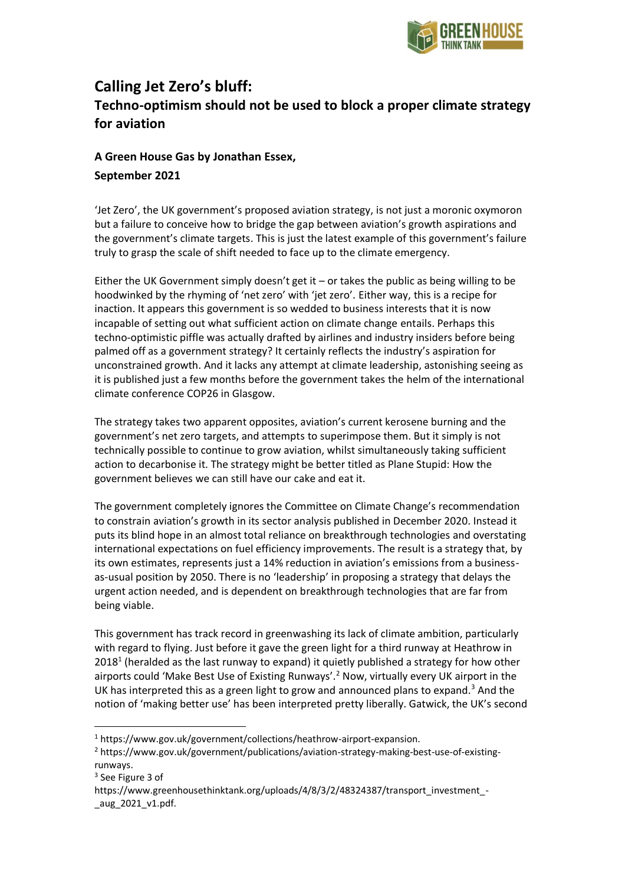# Calling Jet Zero's bluff:

## Techno-optimism should not be used to block a proper climate strategy for aviation

**A Green House Gas by Jonathan Essex,**
**September 2021**

'Jet Zero', the UK government's proposed aviation strategy, is not just a moronic oxymoron but a failure to conceive how to bridge the gap between aviation's growth aspirations and the government's climate targets. This is just the latest example of this government's failure truly to grasp the scale of shift needed to face up to the climate emergency.

Either the UK Government simply doesn't get it – or takes the public as being willing to be hoodwinked by the rhyming of 'net zero' with 'jet zero'. Either way, this is a recipe for inaction. It appears this government is so wedded to business interests that it is now incapable of setting out what sufficient action on climate change entails. Perhaps this techno-optimistic piffle was actually drafted by airlines and industry insiders before being palmed off as a government strategy? It certainly reflects the industry's aspiration for unconstrained growth. And it lacks any attempt at climate leadership, astonishing seeing as it is published just a few months before the government takes the helm of the international climate conference COP26 in Glasgow.

The strategy takes two apparent opposites, aviation's current kerosene burning and the government's net zero targets, and attempts to superimpose them. But it simply is not technically possible to continue to grow aviation, whilst simultaneously taking sufficient action to decarbonise it. The strategy might be better titled as Plane Stupid: How the government believes we can still have our cake and eat it.

The government completely ignores the Committee on Climate Change's recommendation to constrain aviation's growth in its sector analysis published in December 2020. Instead it puts its blind hope in an almost total reliance on breakthrough technologies and overstating international expectations on fuel efficiency improvements. The result is a strategy that, by its own estimates, represents just a 14% reduction in aviation's emissions from a business-as-usual position by 2050. There is no 'leadership' in proposing a strategy that delays the urgent action needed, and is dependent on breakthrough technologies that are far from being viable.

This government has track record in greenwashing its lack of climate ambition, particularly with regard to flying. Just before it gave the green light for a third runway at Heathrow in 2018[1] (heralded as the last runway to expand) it quietly published a strategy for how other airports could 'Make Best Use of Existing Runways'.[2] Now, virtually every UK airport in the UK has interpreted this as a green light to grow and announced plans to expand.[3] And the notion of 'making better use' has been interpreted pretty liberally. Gatwick, the UK's second

---

[1] https://www.gov.uk/government/collections/heathrow-airport-expansion.

[2] https://www.gov.uk/government/publications/aviation-strategy-making-best-use-of-existing-runways.

[3] See Figure 3 of https://www.greenhousethinktank.org/uploads/4/8/3/2/48324387/transport_investment_-_aug_2021_v1.pdf.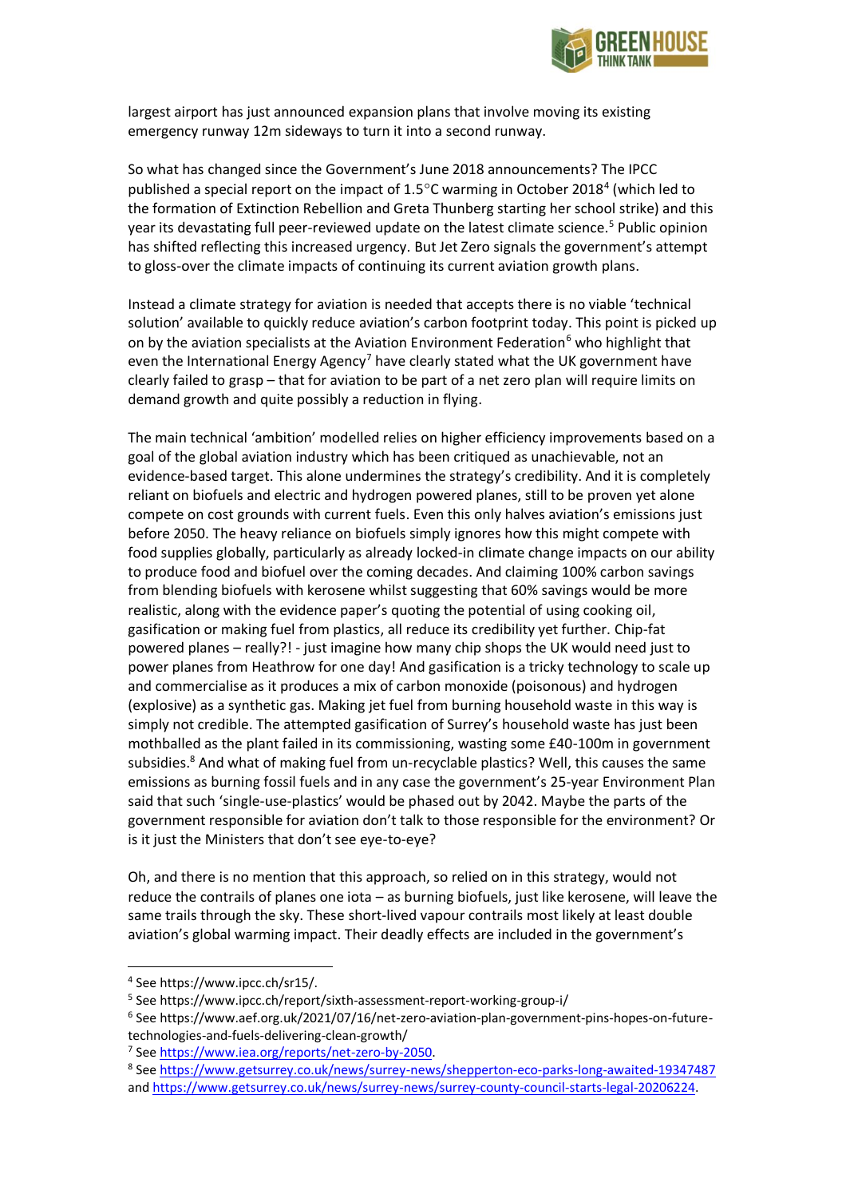largest airport has just announced expansion plans that involve moving its existing emergency runway 12m sideways to turn it into a second runway.

So what has changed since the Government's June 2018 announcements? The IPCC published a special report on the impact of 1.5°C warming in October 2018[4] (which led to the formation of Extinction Rebellion and Greta Thunberg starting her school strike) and this year its devastating full peer-reviewed update on the latest climate science.[5] Public opinion has shifted reflecting this increased urgency. But Jet Zero signals the government's attempt to gloss-over the climate impacts of continuing its current aviation growth plans.

Instead a climate strategy for aviation is needed that accepts there is no viable 'technical solution' available to quickly reduce aviation's carbon footprint today. This point is picked up on by the aviation specialists at the Aviation Environment Federation[6] who highlight that even the International Energy Agency[7] have clearly stated what the UK government have clearly failed to grasp – that for aviation to be part of a net zero plan will require limits on demand growth and quite possibly a reduction in flying.

The main technical 'ambition' modelled relies on higher efficiency improvements based on a goal of the global aviation industry which has been critiqued as unachievable, not an evidence-based target. This alone undermines the strategy's credibility. And it is completely reliant on biofuels and electric and hydrogen powered planes, still to be proven yet alone compete on cost grounds with current fuels. Even this only halves aviation's emissions just before 2050. The heavy reliance on biofuels simply ignores how this might compete with food supplies globally, particularly as already locked-in climate change impacts on our ability to produce food and biofuel over the coming decades. And claiming 100% carbon savings from blending biofuels with kerosene whilst suggesting that 60% savings would be more realistic, along with the evidence paper's quoting the potential of using cooking oil, gasification or making fuel from plastics, all reduce its credibility yet further. Chip-fat powered planes – really?! - just imagine how many chip shops the UK would need just to power planes from Heathrow for one day! And gasification is a tricky technology to scale up and commercialise as it produces a mix of carbon monoxide (poisonous) and hydrogen (explosive) as a synthetic gas. Making jet fuel from burning household waste in this way is simply not credible. The attempted gasification of Surrey's household waste has just been mothballed as the plant failed in its commissioning, wasting some £40-100m in government subsidies.[8] And what of making fuel from un-recyclable plastics? Well, this causes the same emissions as burning fossil fuels and in any case the government's 25-year Environment Plan said that such 'single-use-plastics' would be phased out by 2042. Maybe the parts of the government responsible for aviation don't talk to those responsible for the environment? Or is it just the Ministers that don't see eye-to-eye?

Oh, and there is no mention that this approach, so relied on in this strategy, would not reduce the contrails of planes one iota – as burning biofuels, just like kerosene, will leave the same trails through the sky. These short-lived vapour contrails most likely at least double aviation's global warming impact. Their deadly effects are included in the government's

---

[4] See https://www.ipcc.ch/sr15/.

[5] See https://www.ipcc.ch/report/sixth-assessment-report-working-group-i/

[6] See https://www.aef.org.uk/2021/07/16/net-zero-aviation-plan-government-pins-hopes-on-future-technologies-and-fuels-delivering-clean-growth/

[7] See https://www.iea.org/reports/net-zero-by-2050.

[8] See https://www.getsurrey.co.uk/news/surrey-news/shepperton-eco-parks-long-awaited-19347487 and https://www.getsurrey.co.uk/news/surrey-news/surrey-county-council-starts-legal-20206224.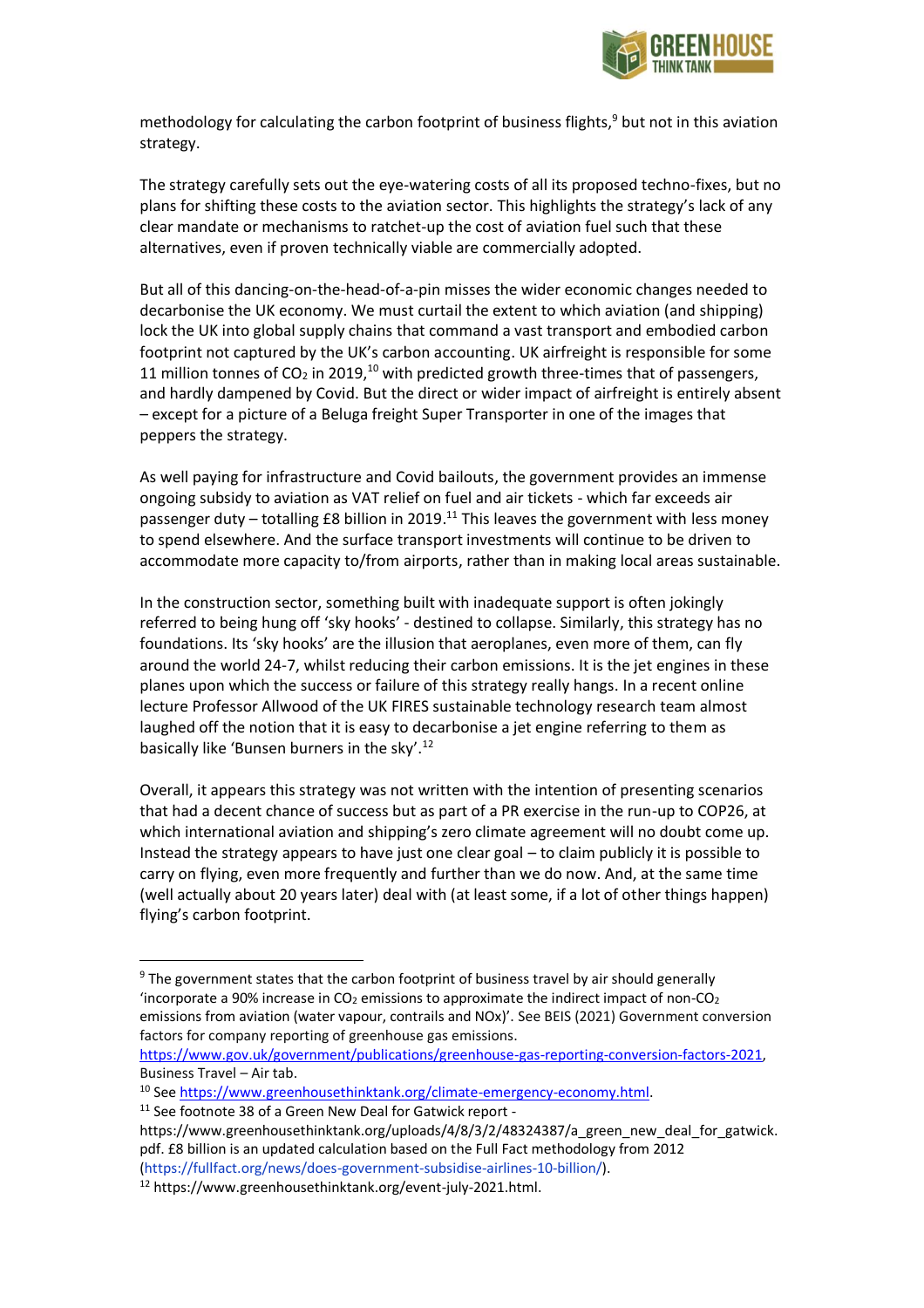methodology for calculating the carbon footprint of business flights,[9] but not in this aviation strategy.

The strategy carefully sets out the eye-watering costs of all its proposed techno-fixes, but no plans for shifting these costs to the aviation sector. This highlights the strategy's lack of any clear mandate or mechanisms to ratchet-up the cost of aviation fuel such that these alternatives, even if proven technically viable are commercially adopted.

But all of this dancing-on-the-head-of-a-pin misses the wider economic changes needed to decarbonise the UK economy. We must curtail the extent to which aviation (and shipping) lock the UK into global supply chains that command a vast transport and embodied carbon footprint not captured by the UK's carbon accounting. UK airfreight is responsible for some 11 million tonnes of $CO_2$ in 2019,[10] with predicted growth three-times that of passengers, and hardly dampened by Covid. But the direct or wider impact of airfreight is entirely absent – except for a picture of a Beluga freight Super Transporter in one of the images that peppers the strategy.

As well paying for infrastructure and Covid bailouts, the government provides an immense ongoing subsidy to aviation as VAT relief on fuel and air tickets - which far exceeds air passenger duty – totalling £8 billion in 2019.[11] This leaves the government with less money to spend elsewhere. And the surface transport investments will continue to be driven to accommodate more capacity to/from airports, rather than in making local areas sustainable.

In the construction sector, something built with inadequate support is often jokingly referred to being hung off 'sky hooks' - destined to collapse. Similarly, this strategy has no foundations. Its 'sky hooks' are the illusion that aeroplanes, even more of them, can fly around the world 24-7, whilst reducing their carbon emissions. It is the jet engines in these planes upon which the success or failure of this strategy really hangs. In a recent online lecture Professor Allwood of the UK FIRES sustainable technology research team almost laughed off the notion that it is easy to decarbonise a jet engine referring to them as basically like 'Bunsen burners in the sky'.[12]

Overall, it appears this strategy was not written with the intention of presenting scenarios that had a decent chance of success but as part of a PR exercise in the run-up to COP26, at which international aviation and shipping's zero climate agreement will no doubt come up. Instead the strategy appears to have just one clear goal – to claim publicly it is possible to carry on flying, even more frequently and further than we do now. And, at the same time (well actually about 20 years later) deal with (at least some, if a lot of other things happen) flying's carbon footprint.

---

[9] The government states that the carbon footprint of business travel by air should generally 'incorporate a 90% increase in $CO_2$ emissions to approximate the indirect impact of non-$CO_2$ emissions from aviation (water vapour, contrails and NOx)'. See BEIS (2021) Government conversion factors for company reporting of greenhouse gas emissions. https://www.gov.uk/government/publications/greenhouse-gas-reporting-conversion-factors-2021, Business Travel – Air tab.

[10] See https://www.greenhousethinktank.org/climate-emergency-economy.html.

[11] See footnote 38 of a Green New Deal for Gatwick report - https://www.greenhousethinktank.org/uploads/4/8/3/2/48324387/a_green_new_deal_for_gatwick.pdf. £8 billion is an updated calculation based on the Full Fact methodology from 2012 (https://fullfact.org/news/does-government-subsidise-airlines-10-billion/).

[12] https://www.greenhousethinktank.org/event-july-2021.html.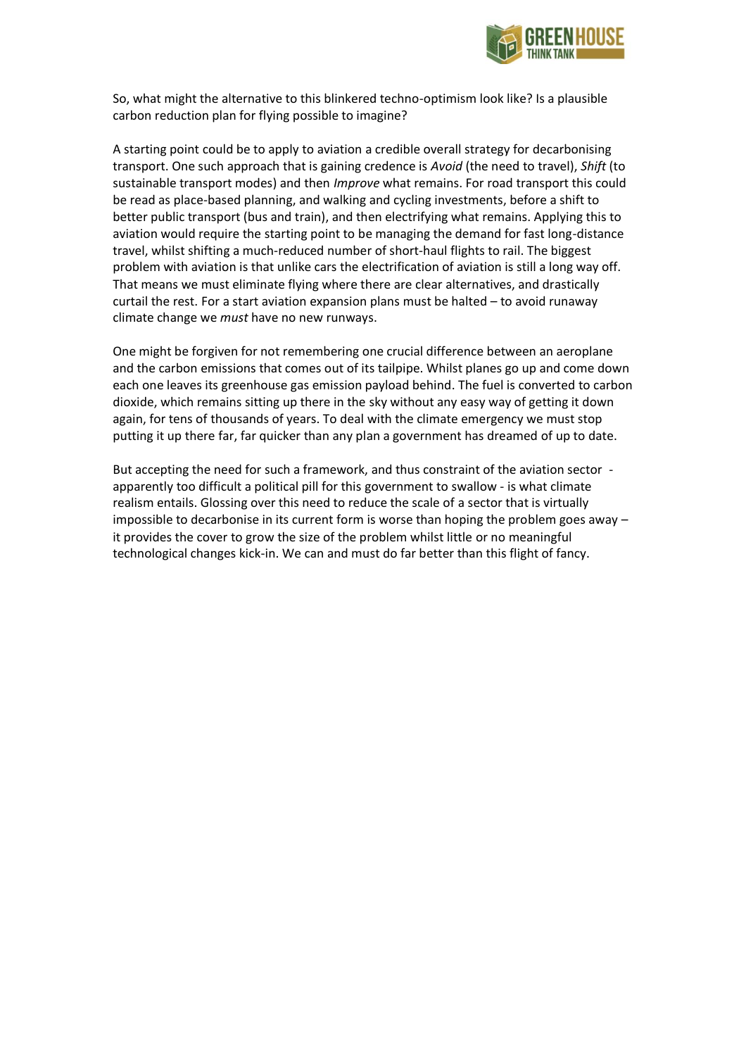So, what might the alternative to this blinkered techno-optimism look like? Is a plausible carbon reduction plan for flying possible to imagine?

A starting point could be to apply to aviation a credible overall strategy for decarbonising transport. One such approach that is gaining credence is *Avoid* (the need to travel), *Shift* (to sustainable transport modes) and then *Improve* what remains. For road transport this could be read as place-based planning, and walking and cycling investments, before a shift to better public transport (bus and train), and then electrifying what remains. Applying this to aviation would require the starting point to be managing the demand for fast long-distance travel, whilst shifting a much-reduced number of short-haul flights to rail. The biggest problem with aviation is that unlike cars the electrification of aviation is still a long way off. That means we must eliminate flying where there are clear alternatives, and drastically curtail the rest. For a start aviation expansion plans must be halted – to avoid runaway climate change we *must* have no new runways.

One might be forgiven for not remembering one crucial difference between an aeroplane and the carbon emissions that comes out of its tailpipe. Whilst planes go up and come down each one leaves its greenhouse gas emission payload behind. The fuel is converted to carbon dioxide, which remains sitting up there in the sky without any easy way of getting it down again, for tens of thousands of years. To deal with the climate emergency we must stop putting it up there far, far quicker than any plan a government has dreamed of up to date.

But accepting the need for such a framework, and thus constraint of the aviation sector - apparently too difficult a political pill for this government to swallow - is what climate realism entails. Glossing over this need to reduce the scale of a sector that is virtually impossible to decarbonise in its current form is worse than hoping the problem goes away – it provides the cover to grow the size of the problem whilst little or no meaningful technological changes kick-in. We can and must do far better than this flight of fancy.